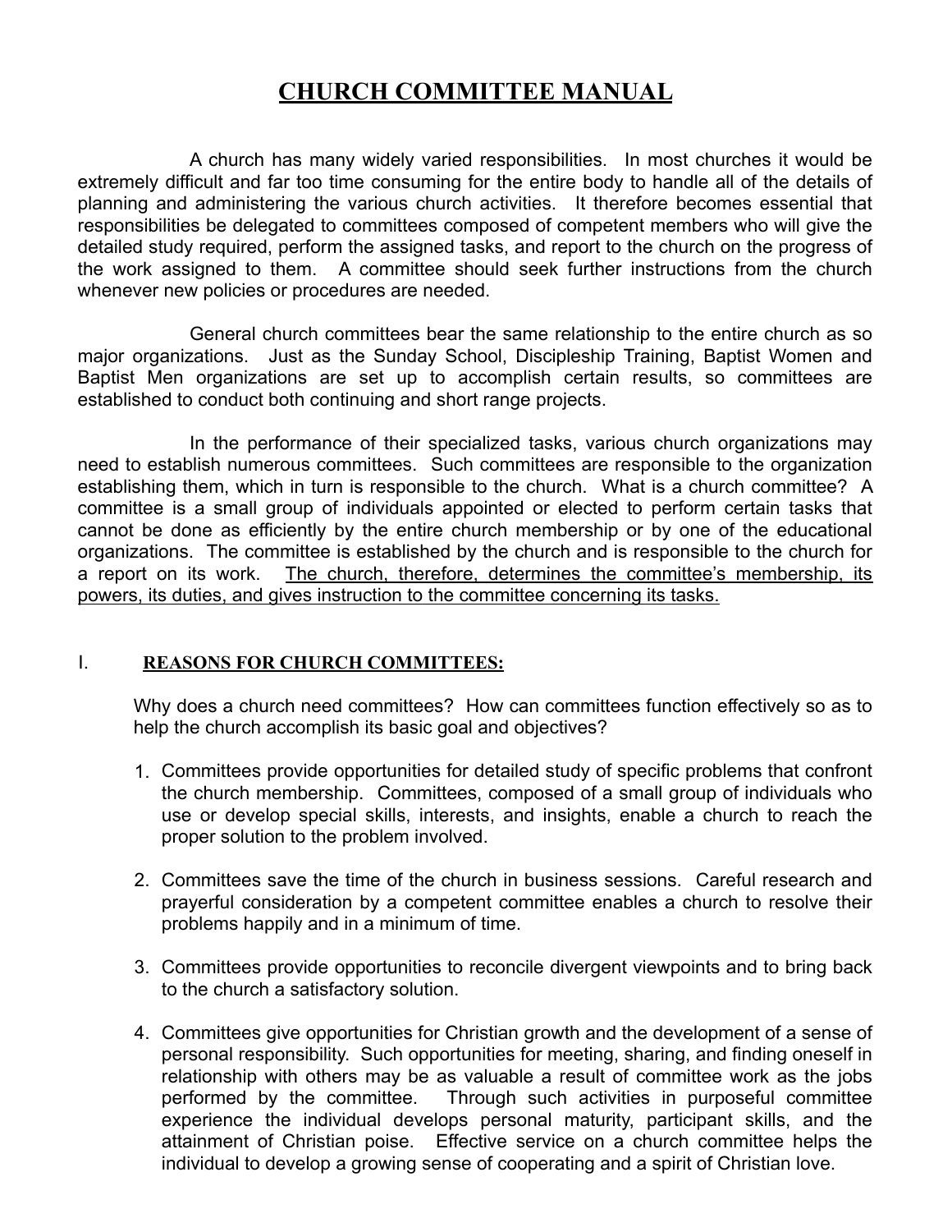# CHURCH COMMITTEE MANUAL

A church has many widely varied responsibilities. In most churches it would be extremely difficult and far too time consuming for the entire body to handle all of the details of planning and administering the various church activities. It therefore becomes essential that responsibilities be delegated to committees composed of competent members who will give the detailed study required, perform the assigned tasks, and report to the church on the progress of the work assigned to them. A committee should seek further instructions from the church whenever new policies or procedures are needed.

General church committees bear the same relationship to the entire church as so major organizations. Just as the Sunday School, Discipleship Training, Baptist Women and Baptist Men organizations are set up to accomplish certain results, so committees are established to conduct both continuing and short range projects.

In the performance of their specialized tasks, various church organizations may need to establish numerous committees. Such committees are responsible to the organization establishing them, which in turn is responsible to the church. What is a church committee? A committee is a small group of individuals appointed or elected to perform certain tasks that cannot be done as efficiently by the entire church membership or by one of the educational organizations. The committee is established by the church and is responsible to the church for a report on its work. <u>The church, therefore, determines the committee's membership, its powers, its duties, and gives instruction to the committee concerning its tasks.</u>

## I. REASONS FOR CHURCH COMMITTEES:

Why does a church need committees? How can committees function effectively so as to help the church accomplish its basic goal and objectives?

1. Committees provide opportunities for detailed study of specific problems that confront the church membership. Committees, composed of a small group of individuals who use or develop special skills, interests, and insights, enable a church to reach the proper solution to the problem involved.

2. Committees save the time of the church in business sessions. Careful research and prayerful consideration by a competent committee enables a church to resolve their problems happily and in a minimum of time.

3. Committees provide opportunities to reconcile divergent viewpoints and to bring back to the church a satisfactory solution.

4. Committees give opportunities for Christian growth and the development of a sense of personal responsibility. Such opportunities for meeting, sharing, and finding oneself in relationship with others may be as valuable a result of committee work as the jobs performed by the committee. Through such activities in purposeful committee experience the individual develops personal maturity, participant skills, and the attainment of Christian poise. Effective service on a church committee helps the individual to develop a growing sense of cooperating and a spirit of Christian love.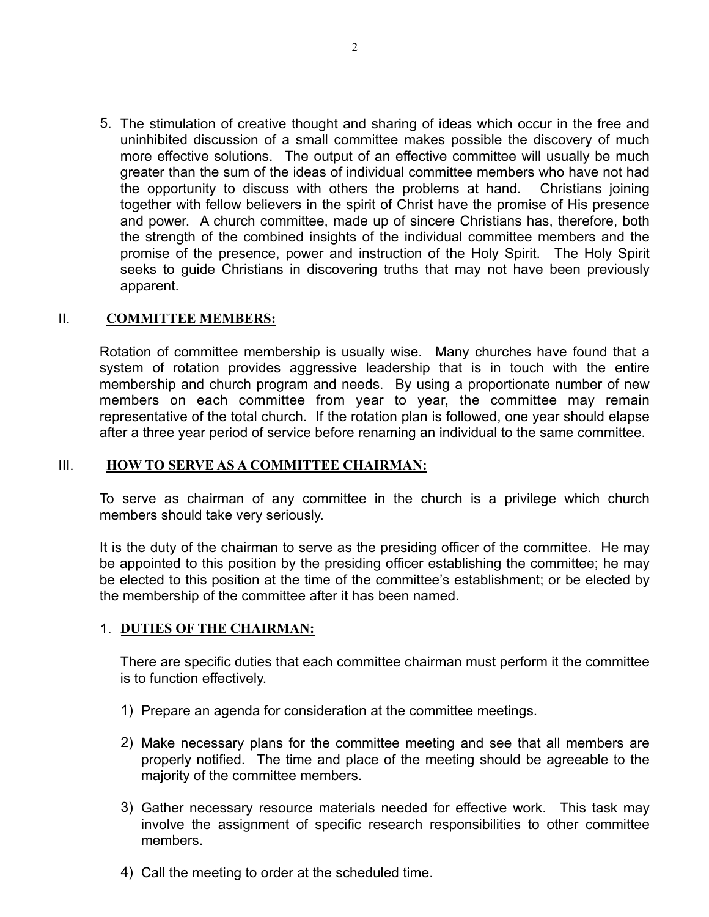5. The stimulation of creative thought and sharing of ideas which occur in the free and uninhibited discussion of a small committee makes possible the discovery of much more effective solutions. The output of an effective committee will usually be much greater than the sum of the ideas of individual committee members who have not had the opportunity to discuss with others the problems at hand. Christians joining together with fellow believers in the spirit of Christ have the promise of His presence and power. A church committee, made up of sincere Christians has, therefore, both the strength of the combined insights of the individual committee members and the promise of the presence, power and instruction of the Holy Spirit. The Holy Spirit seeks to guide Christians in discovering truths that may not have been previously apparent.

## II. **COMMITTEE MEMBERS:**

Rotation of committee membership is usually wise. Many churches have found that a system of rotation provides aggressive leadership that is in touch with the entire membership and church program and needs. By using a proportionate number of new members on each committee from year to year, the committee may remain representative of the total church. If the rotation plan is followed, one year should elapse after a three year period of service before renaming an individual to the same committee.

## III. **HOW TO SERVE AS A COMMITTEE CHAIRMAN:**

To serve as chairman of any committee in the church is a privilege which church members should take very seriously.

It is the duty of the chairman to serve as the presiding officer of the committee. He may be appointed to this position by the presiding officer establishing the committee; he may be elected to this position at the time of the committee's establishment; or be elected by the membership of the committee after it has been named.

### 1. **DUTIES OF THE CHAIRMAN:**

There are specific duties that each committee chairman must perform it the committee is to function effectively.

1) Prepare an agenda for consideration at the committee meetings.

2) Make necessary plans for the committee meeting and see that all members are properly notified. The time and place of the meeting should be agreeable to the majority of the committee members.

3) Gather necessary resource materials needed for effective work. This task may involve the assignment of specific research responsibilities to other committee members.

4) Call the meeting to order at the scheduled time.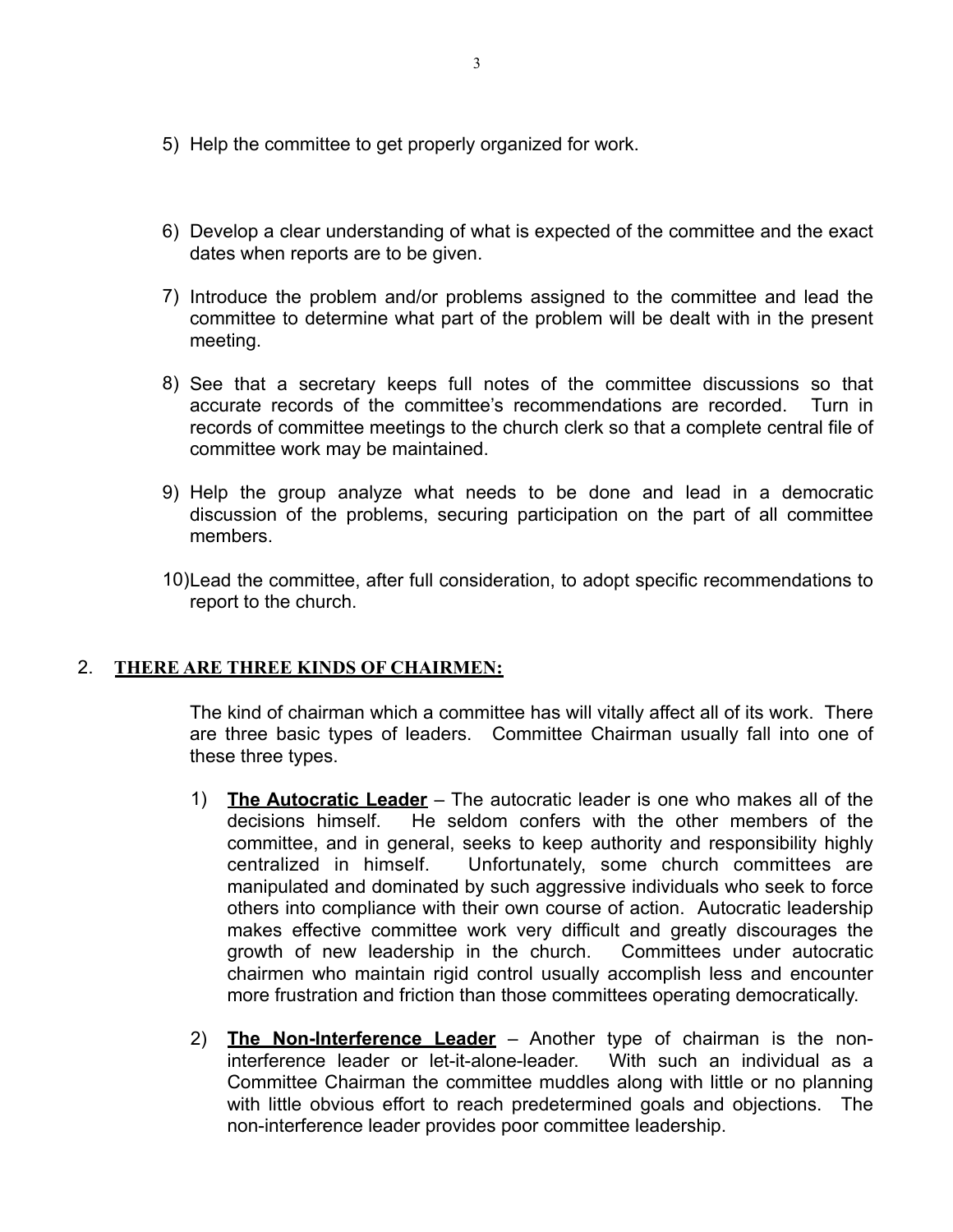5) Help the committee to get properly organized for work.

6) Develop a clear understanding of what is expected of the committee and the exact dates when reports are to be given.

7) Introduce the problem and/or problems assigned to the committee and lead the committee to determine what part of the problem will be dealt with in the present meeting.

8) See that a secretary keeps full notes of the committee discussions so that accurate records of the committee's recommendations are recorded. Turn in records of committee meetings to the church clerk so that a complete central file of committee work may be maintained.

9) Help the group analyze what needs to be done and lead in a democratic discussion of the problems, securing participation on the part of all committee members.

10) Lead the committee, after full consideration, to adopt specific recommendations to report to the church.

## 2. THERE ARE THREE KINDS OF CHAIRMEN:

The kind of chairman which a committee has will vitally affect all of its work. There are three basic types of leaders. Committee Chairman usually fall into one of these three types.

1) **The Autocratic Leader** – The autocratic leader is one who makes all of the decisions himself. He seldom confers with the other members of the committee, and in general, seeks to keep authority and responsibility highly centralized in himself. Unfortunately, some church committees are manipulated and dominated by such aggressive individuals who seek to force others into compliance with their own course of action. Autocratic leadership makes effective committee work very difficult and greatly discourages the growth of new leadership in the church. Committees under autocratic chairmen who maintain rigid control usually accomplish less and encounter more frustration and friction than those committees operating democratically.

2) **The Non-Interference Leader** – Another type of chairman is the non-interference leader or let-it-alone-leader. With such an individual as a Committee Chairman the committee muddles along with little or no planning with little obvious effort to reach predetermined goals and objections. The non-interference leader provides poor committee leadership.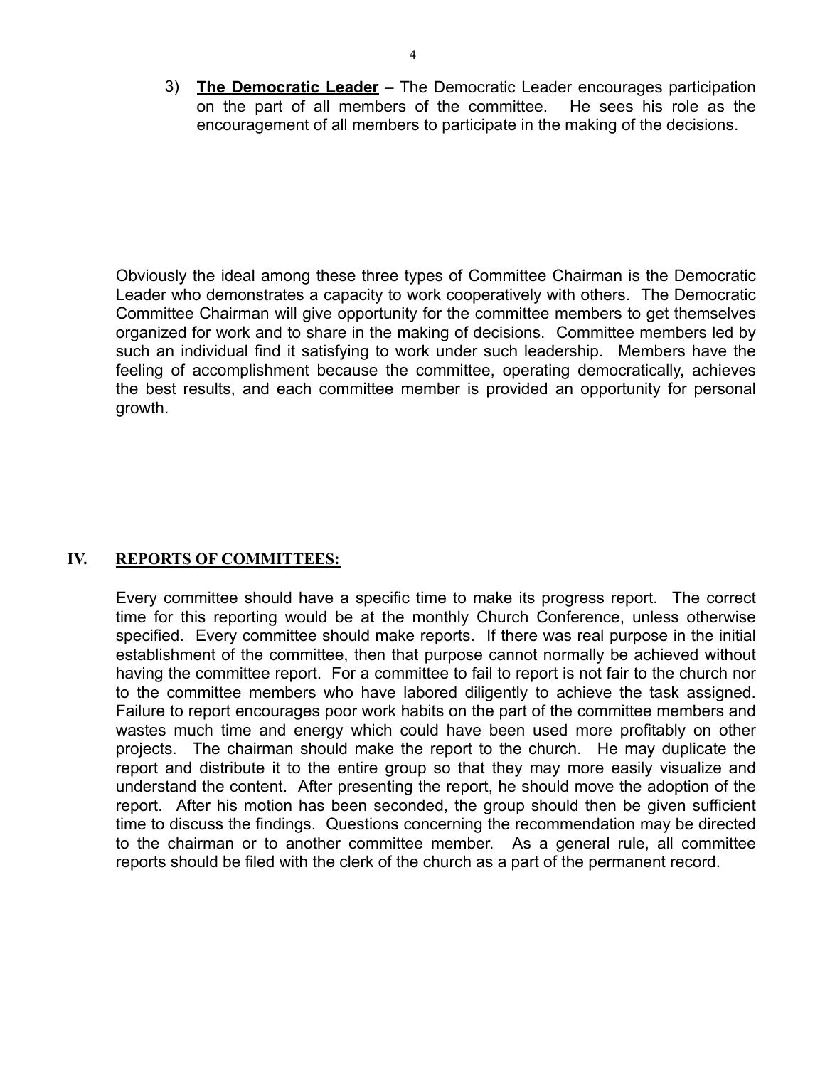3) **The Democratic Leader** – The Democratic Leader encourages participation on the part of all members of the committee. He sees his role as the encouragement of all members to participate in the making of the decisions.

Obviously the ideal among these three types of Committee Chairman is the Democratic Leader who demonstrates a capacity to work cooperatively with others. The Democratic Committee Chairman will give opportunity for the committee members to get themselves organized for work and to share in the making of decisions. Committee members led by such an individual find it satisfying to work under such leadership. Members have the feeling of accomplishment because the committee, operating democratically, achieves the best results, and each committee member is provided an opportunity for personal growth.

## IV. REPORTS OF COMMITTEES:

Every committee should have a specific time to make its progress report. The correct time for this reporting would be at the monthly Church Conference, unless otherwise specified. Every committee should make reports. If there was real purpose in the initial establishment of the committee, then that purpose cannot normally be achieved without having the committee report. For a committee to fail to report is not fair to the church nor to the committee members who have labored diligently to achieve the task assigned. Failure to report encourages poor work habits on the part of the committee members and wastes much time and energy which could have been used more profitably on other projects. The chairman should make the report to the church. He may duplicate the report and distribute it to the entire group so that they may more easily visualize and understand the content. After presenting the report, he should move the adoption of the report. After his motion has been seconded, the group should then be given sufficient time to discuss the findings. Questions concerning the recommendation may be directed to the chairman or to another committee member. As a general rule, all committee reports should be filed with the clerk of the church as a part of the permanent record.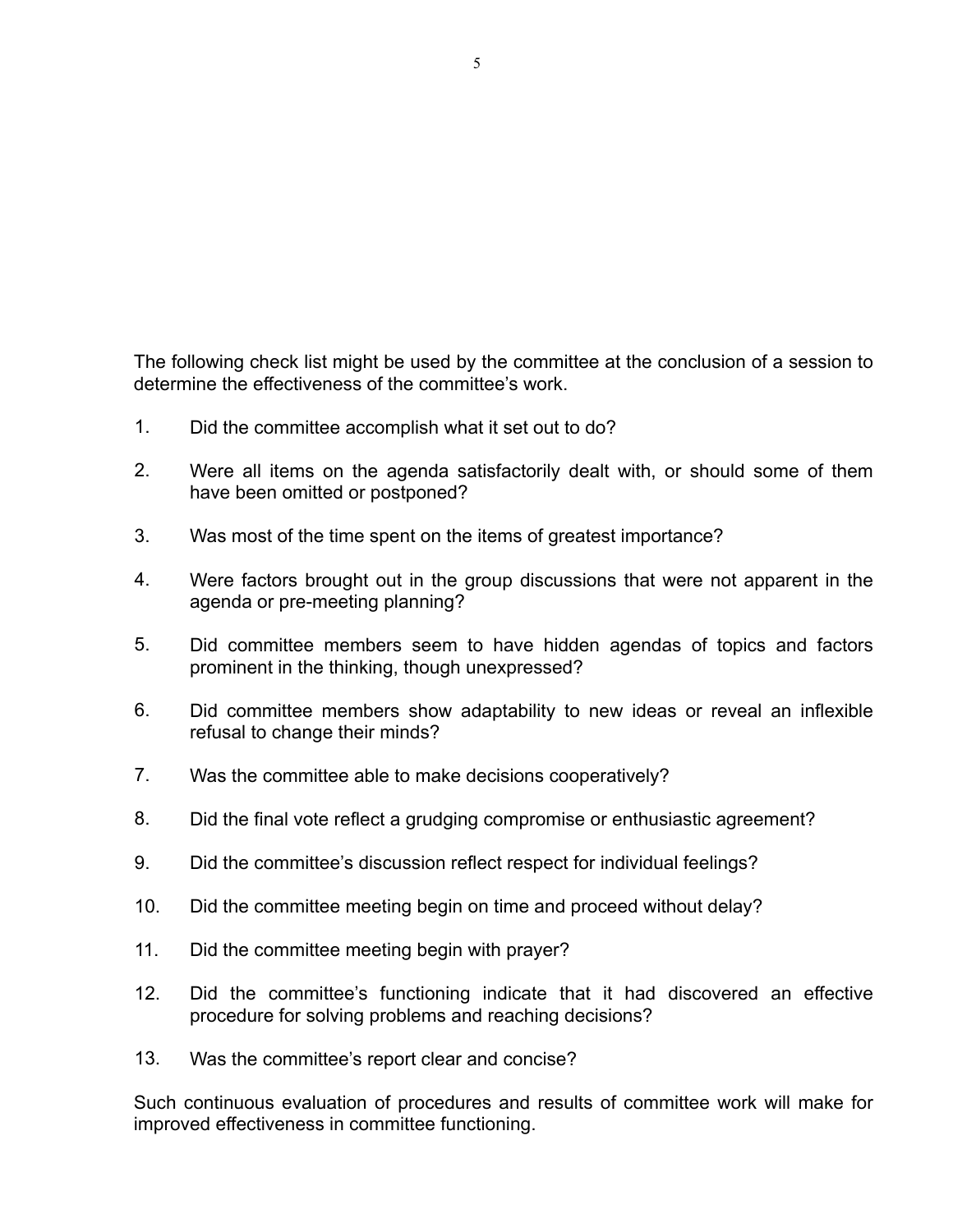The following check list might be used by the committee at the conclusion of a session to determine the effectiveness of the committee's work.

1. Did the committee accomplish what it set out to do?
2. Were all items on the agenda satisfactorily dealt with, or should some of them have been omitted or postponed?
3. Was most of the time spent on the items of greatest importance?
4. Were factors brought out in the group discussions that were not apparent in the agenda or pre-meeting planning?
5. Did committee members seem to have hidden agendas of topics and factors prominent in the thinking, though unexpressed?
6. Did committee members show adaptability to new ideas or reveal an inflexible refusal to change their minds?
7. Was the committee able to make decisions cooperatively?
8. Did the final vote reflect a grudging compromise or enthusiastic agreement?
9. Did the committee's discussion reflect respect for individual feelings?
10. Did the committee meeting begin on time and proceed without delay?
11. Did the committee meeting begin with prayer?
12. Did the committee's functioning indicate that it had discovered an effective procedure for solving problems and reaching decisions?
13. Was the committee's report clear and concise?

Such continuous evaluation of procedures and results of committee work will make for improved effectiveness in committee functioning.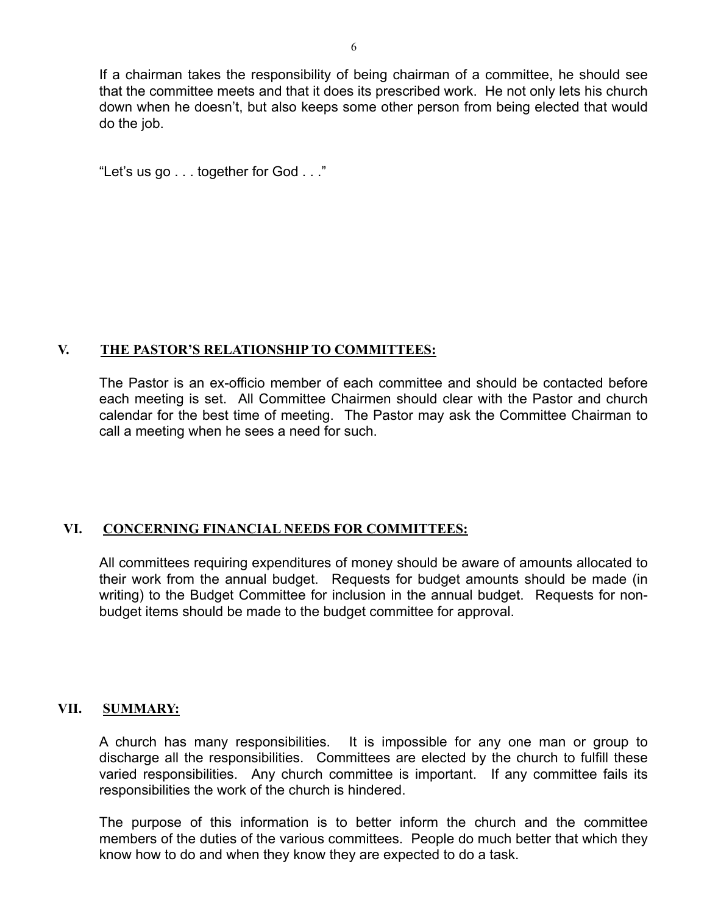If a chairman takes the responsibility of being chairman of a committee, he should see that the committee meets and that it does its prescribed work. He not only lets his church down when he doesn't, but also keeps some other person from being elected that would do the job.

"Let's us go . . . together for God . . ."

## V. <u>THE PASTOR'S RELATIONSHIP TO COMMITTEES:</u>

The Pastor is an ex-officio member of each committee and should be contacted before each meeting is set. All Committee Chairmen should clear with the Pastor and church calendar for the best time of meeting. The Pastor may ask the Committee Chairman to call a meeting when he sees a need for such.

## VI. <u>CONCERNING FINANCIAL NEEDS FOR COMMITTEES:</u>

All committees requiring expenditures of money should be aware of amounts allocated to their work from the annual budget. Requests for budget amounts should be made (in writing) to the Budget Committee for inclusion in the annual budget. Requests for non-budget items should be made to the budget committee for approval.

## VII. <u>SUMMARY:</u>

A church has many responsibilities. It is impossible for any one man or group to discharge all the responsibilities. Committees are elected by the church to fulfill these varied responsibilities. Any church committee is important. If any committee fails its responsibilities the work of the church is hindered.

The purpose of this information is to better inform the church and the committee members of the duties of the various committees. People do much better that which they know how to do and when they know they are expected to do a task.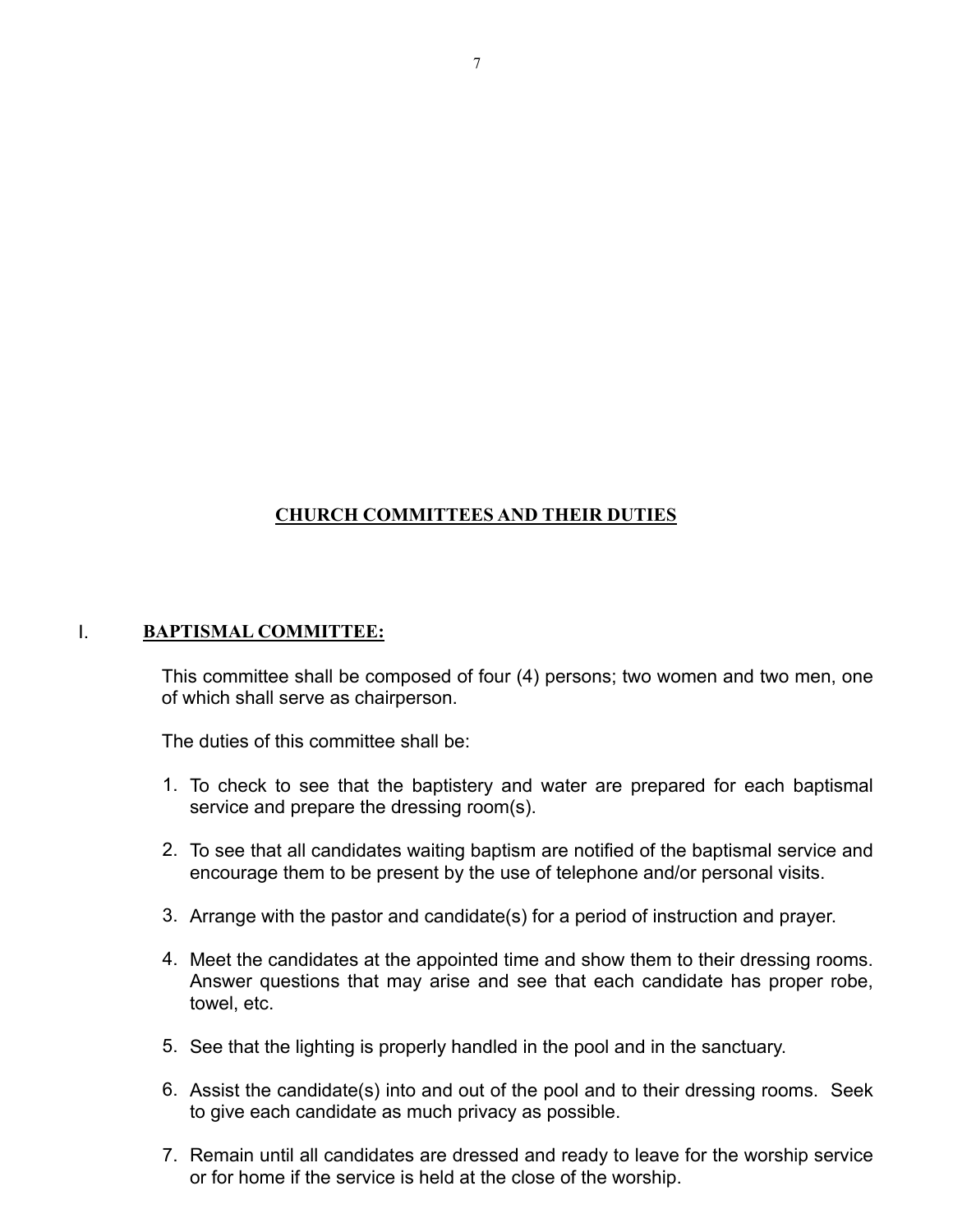# CHURCH COMMITTEES AND THEIR DUTIES

## I. BAPTISMAL COMMITTEE:

This committee shall be composed of four (4) persons; two women and two men, one of which shall serve as chairperson.

The duties of this committee shall be:

1. To check to see that the baptistery and water are prepared for each baptismal service and prepare the dressing room(s).
2. To see that all candidates waiting baptism are notified of the baptismal service and encourage them to be present by the use of telephone and/or personal visits.
3. Arrange with the pastor and candidate(s) for a period of instruction and prayer.
4. Meet the candidates at the appointed time and show them to their dressing rooms. Answer questions that may arise and see that each candidate has proper robe, towel, etc.
5. See that the lighting is properly handled in the pool and in the sanctuary.
6. Assist the candidate(s) into and out of the pool and to their dressing rooms. Seek to give each candidate as much privacy as possible.
7. Remain until all candidates are dressed and ready to leave for the worship service or for home if the service is held at the close of the worship.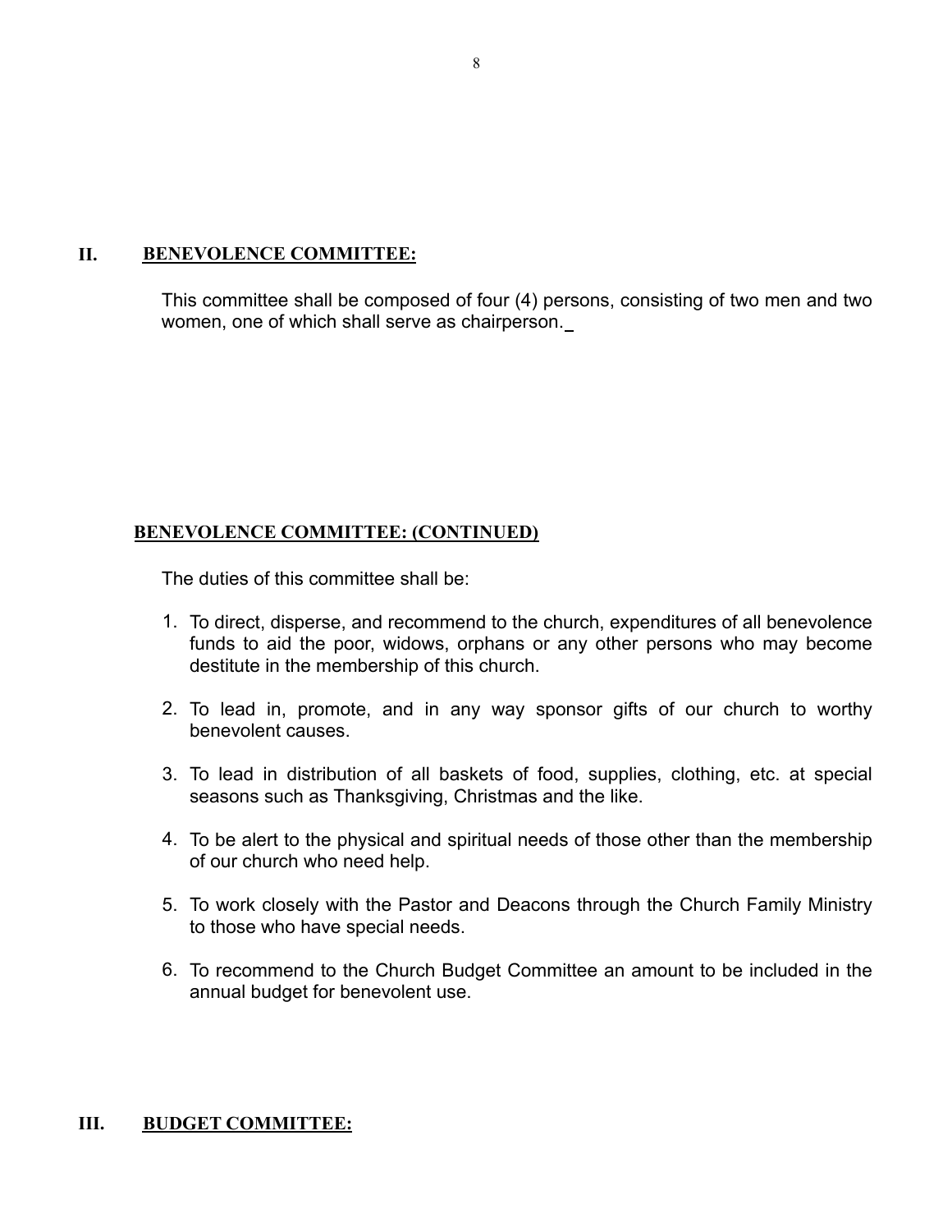## II. **BENEVOLENCE COMMITTEE:**

This committee shall be composed of four (4) persons, consisting of two men and two women, one of which shall serve as chairperson.

**BENEVOLENCE COMMITTEE: (CONTINUED)**

The duties of this committee shall be:

1. To direct, disperse, and recommend to the church, expenditures of all benevolence funds to aid the poor, widows, orphans or any other persons who may become destitute in the membership of this church.

2. To lead in, promote, and in any way sponsor gifts of our church to worthy benevolent causes.

3. To lead in distribution of all baskets of food, supplies, clothing, etc. at special seasons such as Thanksgiving, Christmas and the like.

4. To be alert to the physical and spiritual needs of those other than the membership of our church who need help.

5. To work closely with the Pastor and Deacons through the Church Family Ministry to those who have special needs.

6. To recommend to the Church Budget Committee an amount to be included in the annual budget for benevolent use.

## III. **BUDGET COMMITTEE:**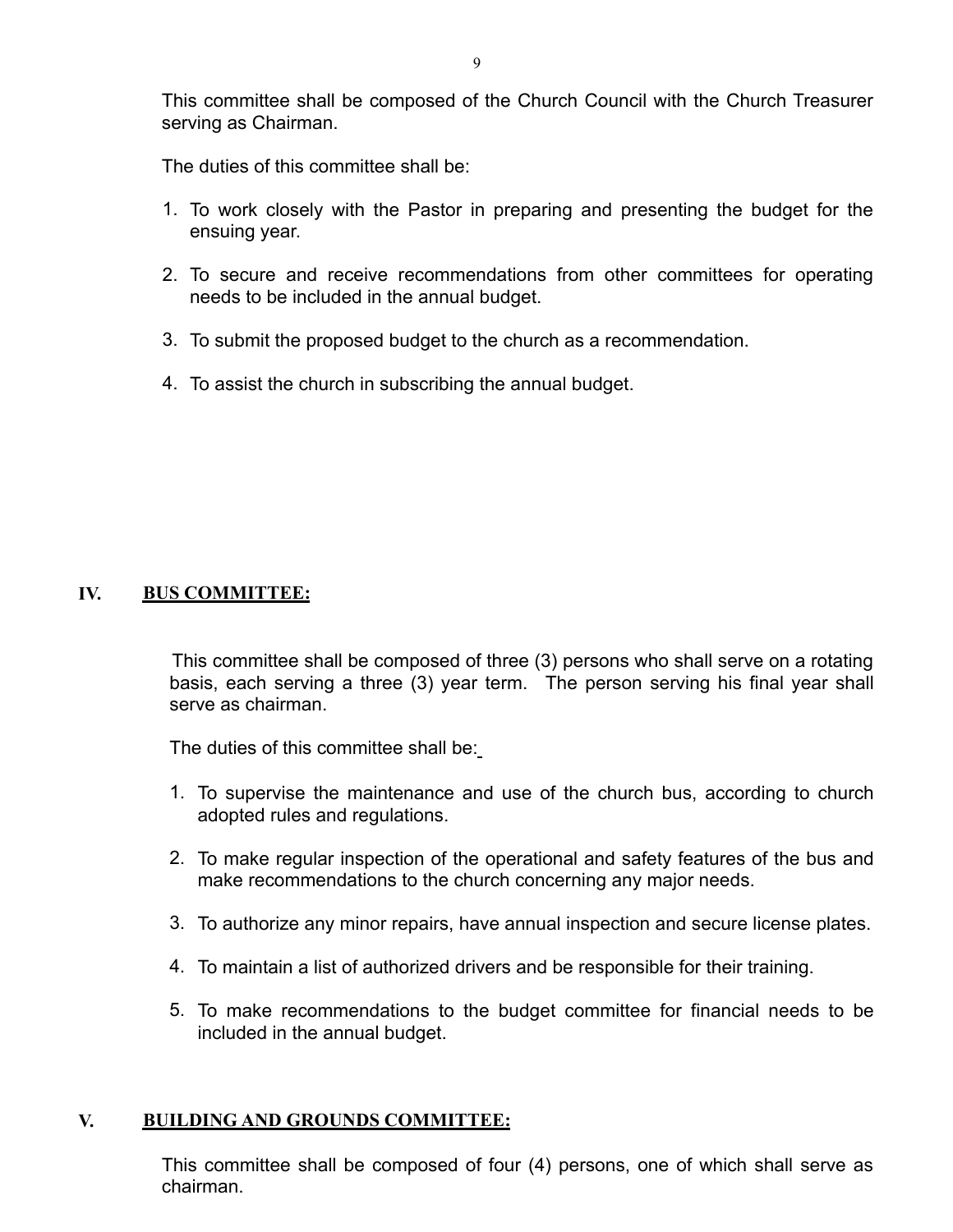This committee shall be composed of the Church Council with the Church Treasurer serving as Chairman.

The duties of this committee shall be:

1. To work closely with the Pastor in preparing and presenting the budget for the ensuing year.
2. To secure and receive recommendations from other committees for operating needs to be included in the annual budget.
3. To submit the proposed budget to the church as a recommendation.
4. To assist the church in subscribing the annual budget.

## IV. BUS COMMITTEE:

This committee shall be composed of three (3) persons who shall serve on a rotating basis, each serving a three (3) year term. The person serving his final year shall serve as chairman.

The duties of this committee shall be:

1. To supervise the maintenance and use of the church bus, according to church adopted rules and regulations.
2. To make regular inspection of the operational and safety features of the bus and make recommendations to the church concerning any major needs.
3. To authorize any minor repairs, have annual inspection and secure license plates.
4. To maintain a list of authorized drivers and be responsible for their training.
5. To make recommendations to the budget committee for financial needs to be included in the annual budget.

## V. BUILDING AND GROUNDS COMMITTEE:

This committee shall be composed of four (4) persons, one of which shall serve as chairman.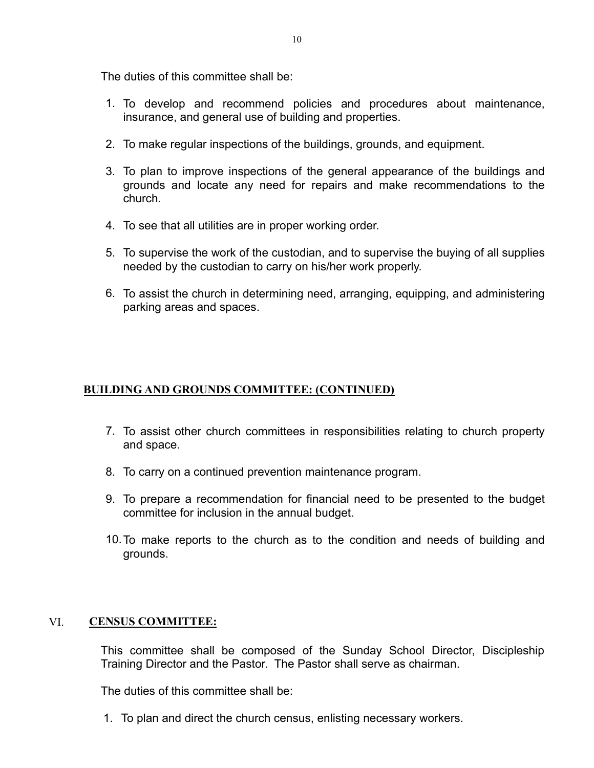The duties of this committee shall be:

1. To develop and recommend policies and procedures about maintenance, insurance, and general use of building and properties.

2. To make regular inspections of the buildings, grounds, and equipment.

3. To plan to improve inspections of the general appearance of the buildings and grounds and locate any need for repairs and make recommendations to the church.

4. To see that all utilities are in proper working order.

5. To supervise the work of the custodian, and to supervise the buying of all supplies needed by the custodian to carry on his/her work properly.

6. To assist the church in determining need, arranging, equipping, and administering parking areas and spaces.

**BUILDING AND GROUNDS COMMITTEE: (CONTINUED)**

7. To assist other church committees in responsibilities relating to church property and space.

8. To carry on a continued prevention maintenance program.

9. To prepare a recommendation for financial need to be presented to the budget committee for inclusion in the annual budget.

10. To make reports to the church as to the condition and needs of building and grounds.

## VI. CENSUS COMMITTEE:

This committee shall be composed of the Sunday School Director, Discipleship Training Director and the Pastor. The Pastor shall serve as chairman.

The duties of this committee shall be:

1. To plan and direct the church census, enlisting necessary workers.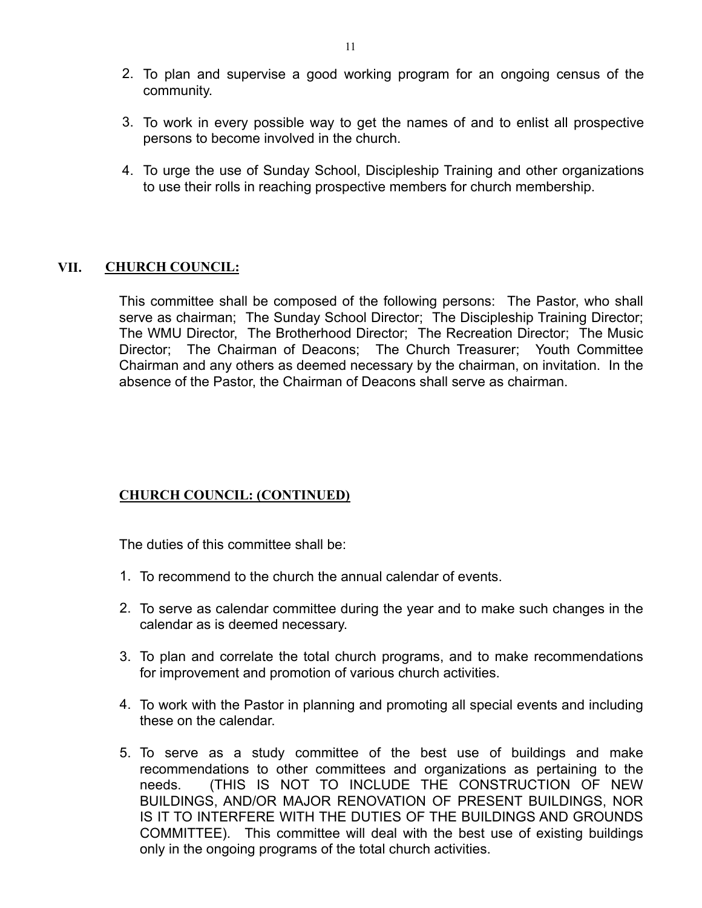2. To plan and supervise a good working program for an ongoing census of the community.

3. To work in every possible way to get the names of and to enlist all prospective persons to become involved in the church.

4. To urge the use of Sunday School, Discipleship Training and other organizations to use their rolls in reaching prospective members for church membership.

## VII. CHURCH COUNCIL:

This committee shall be composed of the following persons: The Pastor, who shall serve as chairman; The Sunday School Director; The Discipleship Training Director; The WMU Director, The Brotherhood Director; The Recreation Director; The Music Director; The Chairman of Deacons; The Church Treasurer; Youth Committee Chairman and any others as deemed necessary by the chairman, on invitation. In the absence of the Pastor, the Chairman of Deacons shall serve as chairman.

## CHURCH COUNCIL: (CONTINUED)

The duties of this committee shall be:

1. To recommend to the church the annual calendar of events.

2. To serve as calendar committee during the year and to make such changes in the calendar as is deemed necessary.

3. To plan and correlate the total church programs, and to make recommendations for improvement and promotion of various church activities.

4. To work with the Pastor in planning and promoting all special events and including these on the calendar.

5. To serve as a study committee of the best use of buildings and make recommendations to other committees and organizations as pertaining to the needs. (THIS IS NOT TO INCLUDE THE CONSTRUCTION OF NEW BUILDINGS, AND/OR MAJOR RENOVATION OF PRESENT BUILDINGS, NOR IS IT TO INTERFERE WITH THE DUTIES OF THE BUILDINGS AND GROUNDS COMMITTEE). This committee will deal with the best use of existing buildings only in the ongoing programs of the total church activities.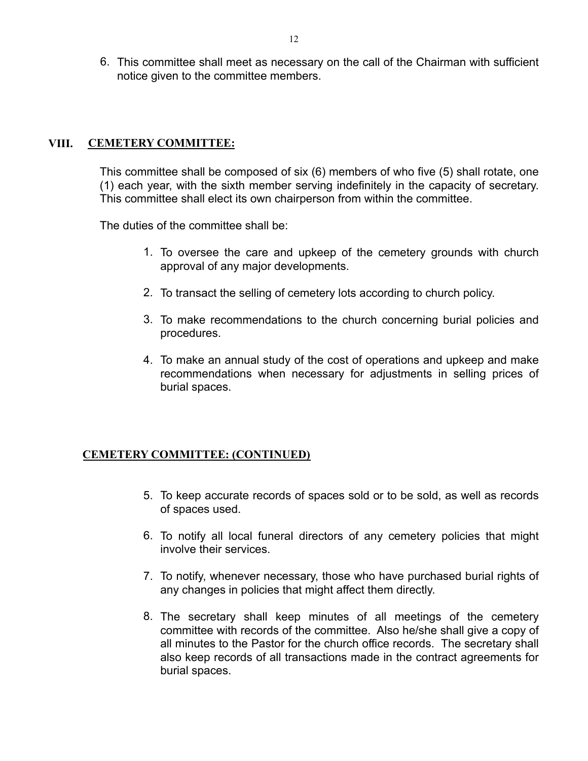6. This committee shall meet as necessary on the call of the Chairman with sufficient notice given to the committee members.

## VIII. CEMETERY COMMITTEE:

This committee shall be composed of six (6) members of who five (5) shall rotate, one (1) each year, with the sixth member serving indefinitely in the capacity of secretary. This committee shall elect its own chairperson from within the committee.

The duties of the committee shall be:

1. To oversee the care and upkeep of the cemetery grounds with church approval of any major developments.
2. To transact the selling of cemetery lots according to church policy.
3. To make recommendations to the church concerning burial policies and procedures.
4. To make an annual study of the cost of operations and upkeep and make recommendations when necessary for adjustments in selling prices of burial spaces.

**CEMETERY COMMITTEE: (CONTINUED)**

5. To keep accurate records of spaces sold or to be sold, as well as records of spaces used.
6. To notify all local funeral directors of any cemetery policies that might involve their services.
7. To notify, whenever necessary, those who have purchased burial rights of any changes in policies that might affect them directly.
8. The secretary shall keep minutes of all meetings of the cemetery committee with records of the committee. Also he/she shall give a copy of all minutes to the Pastor for the church office records. The secretary shall also keep records of all transactions made in the contract agreements for burial spaces.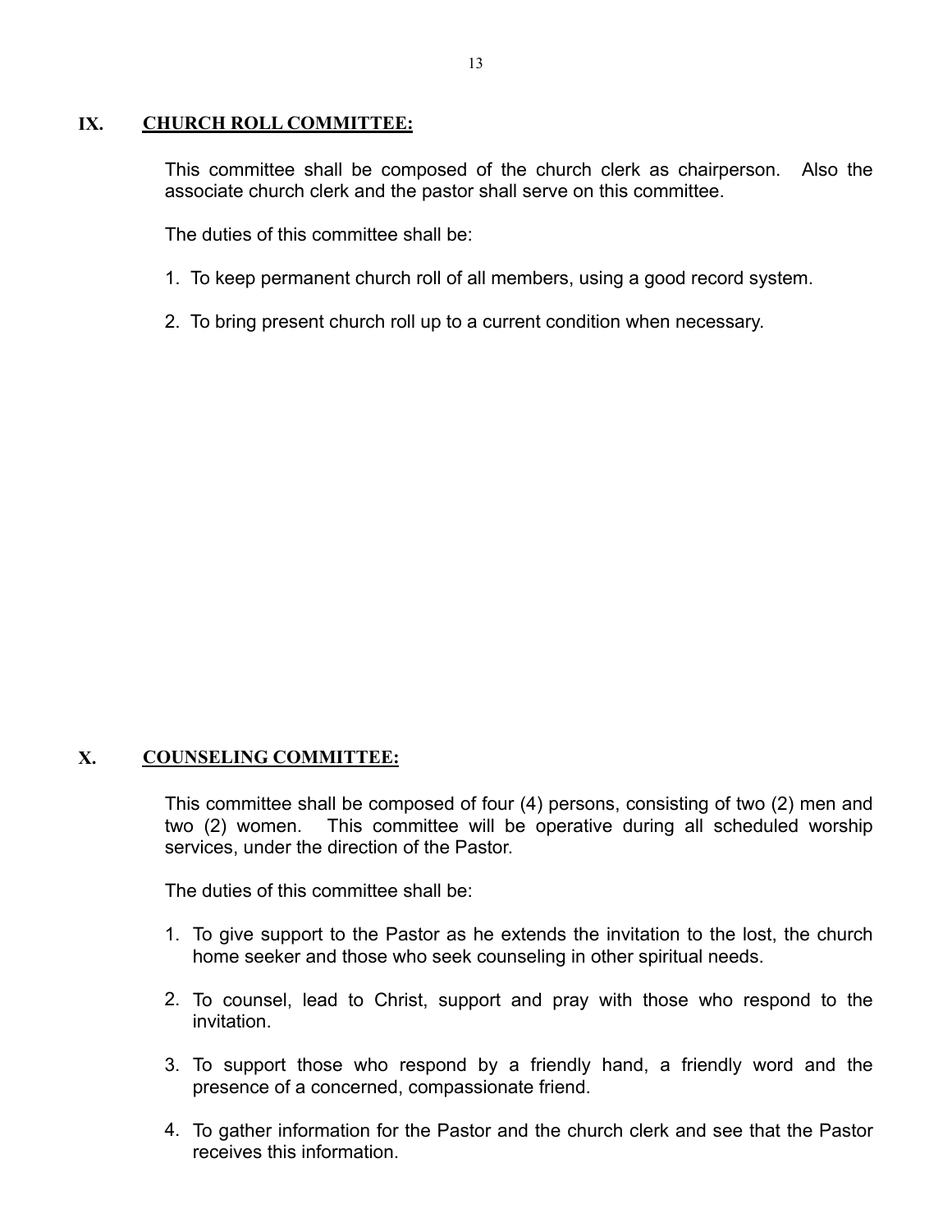## IX. <u>CHURCH ROLL COMMITTEE:</u>

This committee shall be composed of the church clerk as chairperson. Also the associate church clerk and the pastor shall serve on this committee.

The duties of this committee shall be:

1. To keep permanent church roll of all members, using a good record system.
2. To bring present church roll up to a current condition when necessary.

## X. <u>COUNSELING COMMITTEE:</u>

This committee shall be composed of four (4) persons, consisting of two (2) men and two (2) women. This committee will be operative during all scheduled worship services, under the direction of the Pastor.

The duties of this committee shall be:

1. To give support to the Pastor as he extends the invitation to the lost, the church home seeker and those who seek counseling in other spiritual needs.
2. To counsel, lead to Christ, support and pray with those who respond to the invitation.
3. To support those who respond by a friendly hand, a friendly word and the presence of a concerned, compassionate friend.
4. To gather information for the Pastor and the church clerk and see that the Pastor receives this information.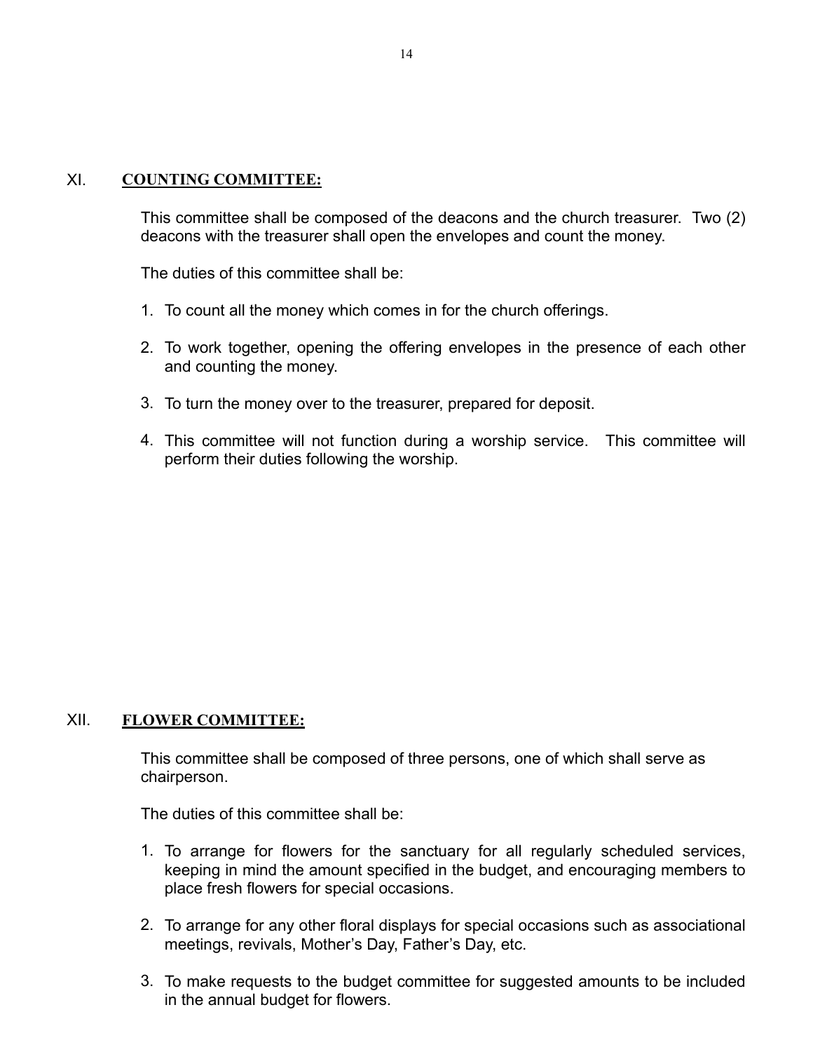## XI. **COUNTING COMMITTEE:**

This committee shall be composed of the deacons and the church treasurer. Two (2) deacons with the treasurer shall open the envelopes and count the money.

The duties of this committee shall be:

1. To count all the money which comes in for the church offerings.
2. To work together, opening the offering envelopes in the presence of each other and counting the money.
3. To turn the money over to the treasurer, prepared for deposit.
4. This committee will not function during a worship service. This committee will perform their duties following the worship.

## XII. **FLOWER COMMITTEE:**

This committee shall be composed of three persons, one of which shall serve as chairperson.

The duties of this committee shall be:

1. To arrange for flowers for the sanctuary for all regularly scheduled services, keeping in mind the amount specified in the budget, and encouraging members to place fresh flowers for special occasions.
2. To arrange for any other floral displays for special occasions such as associational meetings, revivals, Mother's Day, Father's Day, etc.
3. To make requests to the budget committee for suggested amounts to be included in the annual budget for flowers.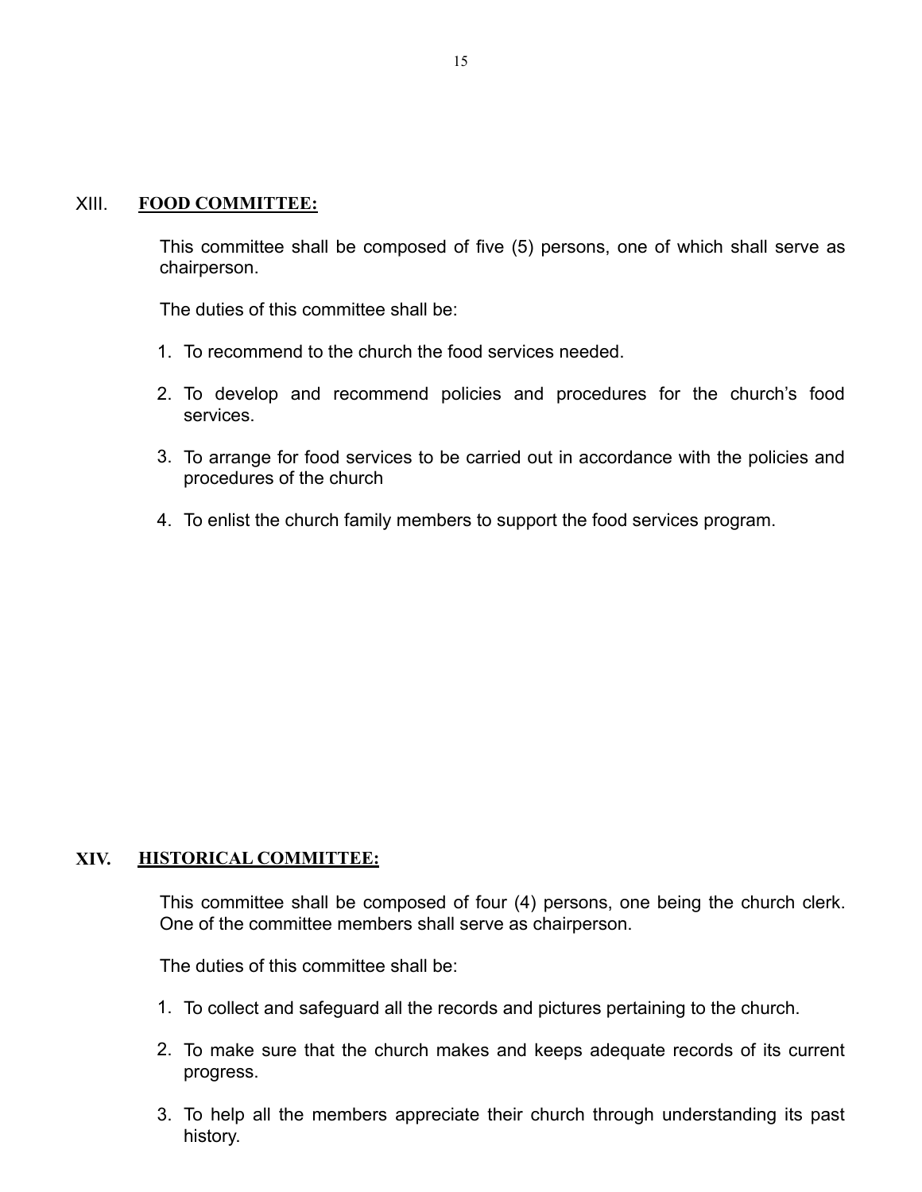## XIII. FOOD COMMITTEE:

This committee shall be composed of five (5) persons, one of which shall serve as chairperson.

The duties of this committee shall be:

1. To recommend to the church the food services needed.

2. To develop and recommend policies and procedures for the church's food services.

3. To arrange for food services to be carried out in accordance with the policies and procedures of the church

4. To enlist the church family members to support the food services program.

## XIV. HISTORICAL COMMITTEE:

This committee shall be composed of four (4) persons, one being the church clerk. One of the committee members shall serve as chairperson.

The duties of this committee shall be:

1. To collect and safeguard all the records and pictures pertaining to the church.

2. To make sure that the church makes and keeps adequate records of its current progress.

3. To help all the members appreciate their church through understanding its past history.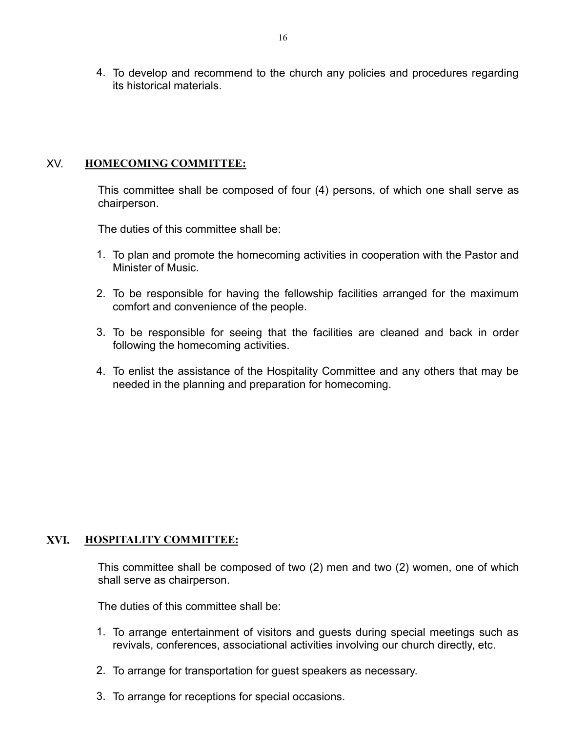4. To develop and recommend to the church any policies and procedures regarding its historical materials.

## XV. HOMECOMING COMMITTEE:

This committee shall be composed of four (4) persons, of which one shall serve as chairperson.

The duties of this committee shall be:

1. To plan and promote the homecoming activities in cooperation with the Pastor and Minister of Music.

2. To be responsible for having the fellowship facilities arranged for the maximum comfort and convenience of the people.

3. To be responsible for seeing that the facilities are cleaned and back in order following the homecoming activities.

4. To enlist the assistance of the Hospitality Committee and any others that may be needed in the planning and preparation for homecoming.

## XVI. HOSPITALITY COMMITTEE:

This committee shall be composed of two (2) men and two (2) women, one of which shall serve as chairperson.

The duties of this committee shall be:

1. To arrange entertainment of visitors and guests during special meetings such as revivals, conferences, associational activities involving our church directly, etc.

2. To arrange for transportation for guest speakers as necessary.

3. To arrange for receptions for special occasions.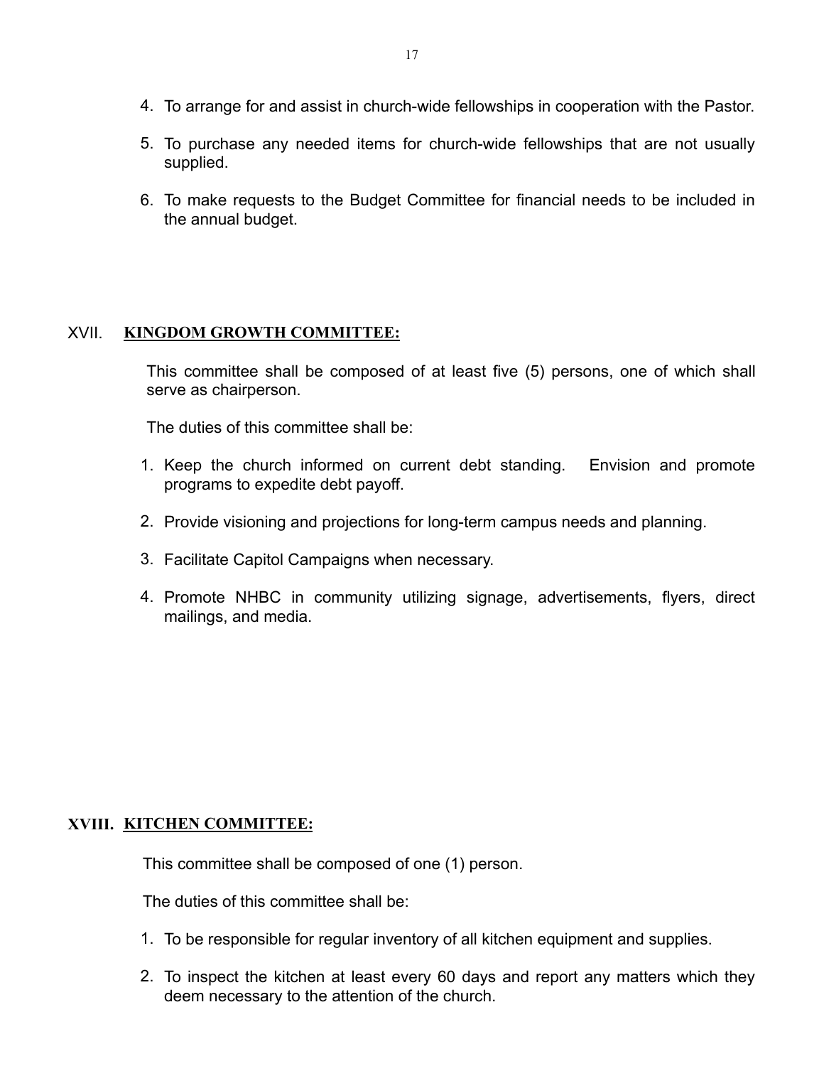4. To arrange for and assist in church-wide fellowships in cooperation with the Pastor.

5. To purchase any needed items for church-wide fellowships that are not usually supplied.

6. To make requests to the Budget Committee for financial needs to be included in the annual budget.

## XVII. KINGDOM GROWTH COMMITTEE:

This committee shall be composed of at least five (5) persons, one of which shall serve as chairperson.

The duties of this committee shall be:

1. Keep the church informed on current debt standing. Envision and promote programs to expedite debt payoff.

2. Provide visioning and projections for long-term campus needs and planning.

3. Facilitate Capitol Campaigns when necessary.

4. Promote NHBC in community utilizing signage, advertisements, flyers, direct mailings, and media.

## XVIII. KITCHEN COMMITTEE:

This committee shall be composed of one (1) person.

The duties of this committee shall be:

1. To be responsible for regular inventory of all kitchen equipment and supplies.

2. To inspect the kitchen at least every 60 days and report any matters which they deem necessary to the attention of the church.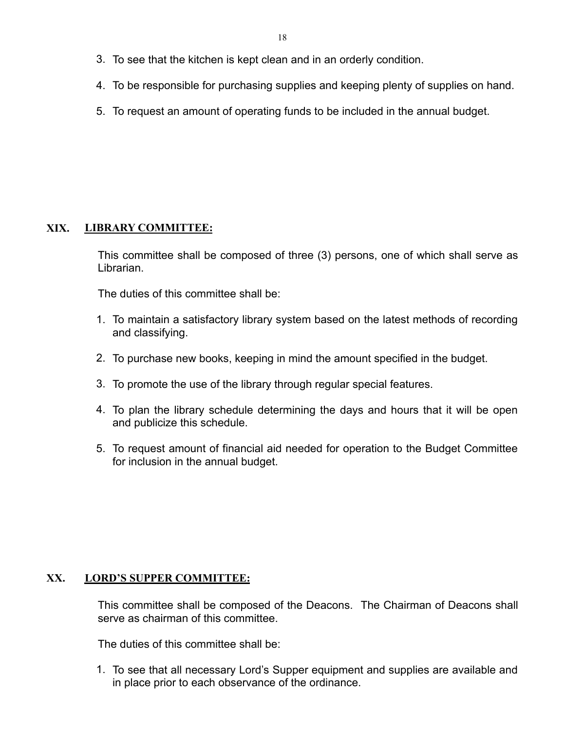3. To see that the kitchen is kept clean and in an orderly condition.
4. To be responsible for purchasing supplies and keeping plenty of supplies on hand.
5. To request an amount of operating funds to be included in the annual budget.

## XIX. LIBRARY COMMITTEE:

This committee shall be composed of three (3) persons, one of which shall serve as Librarian.

The duties of this committee shall be:

1. To maintain a satisfactory library system based on the latest methods of recording and classifying.
2. To purchase new books, keeping in mind the amount specified in the budget.
3. To promote the use of the library through regular special features.
4. To plan the library schedule determining the days and hours that it will be open and publicize this schedule.
5. To request amount of financial aid needed for operation to the Budget Committee for inclusion in the annual budget.

## XX. LORD'S SUPPER COMMITTEE:

This committee shall be composed of the Deacons. The Chairman of Deacons shall serve as chairman of this committee.

The duties of this committee shall be:

1. To see that all necessary Lord's Supper equipment and supplies are available and in place prior to each observance of the ordinance.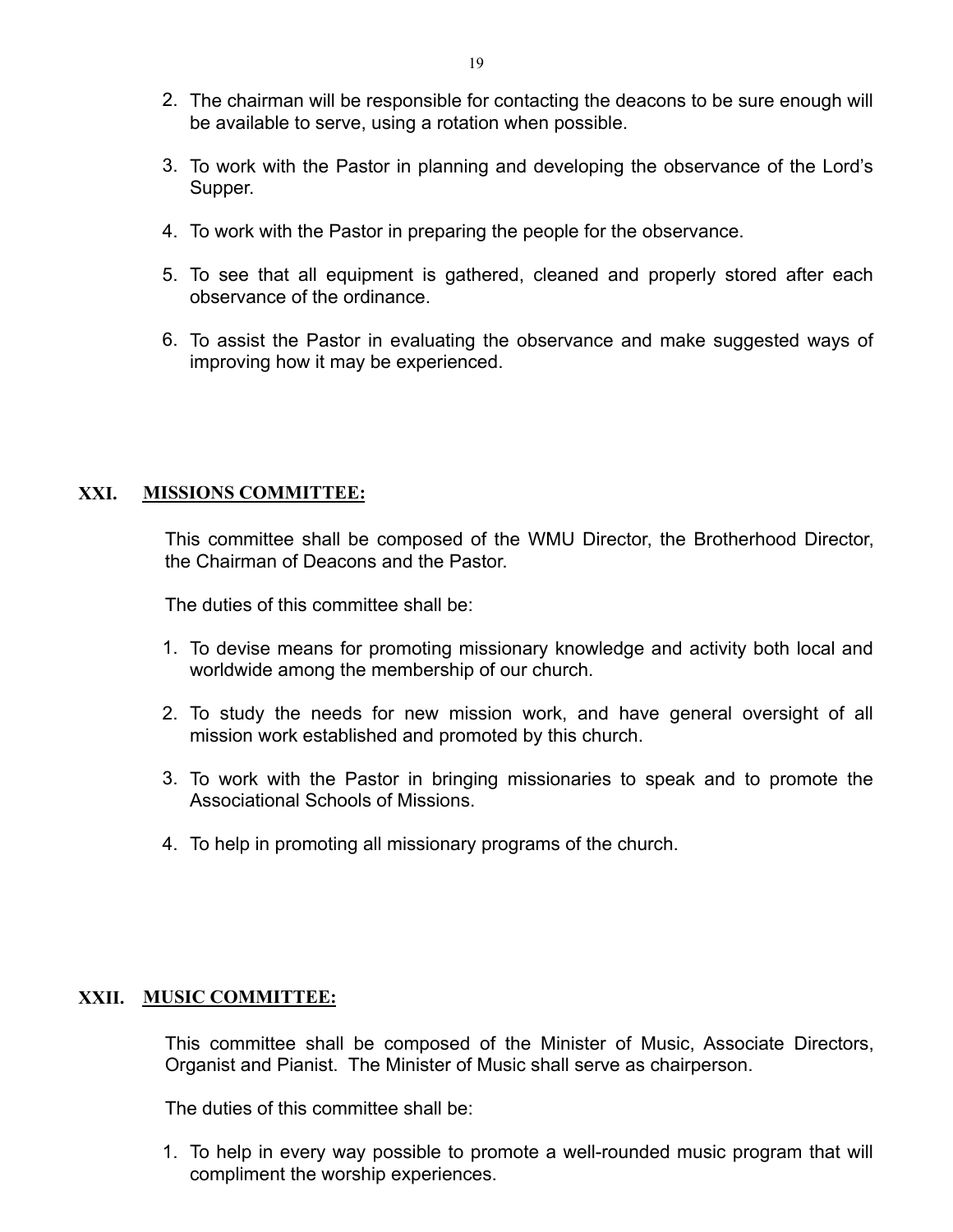2. The chairman will be responsible for contacting the deacons to be sure enough will be available to serve, using a rotation when possible.

3. To work with the Pastor in planning and developing the observance of the Lord's Supper.

4. To work with the Pastor in preparing the people for the observance.

5. To see that all equipment is gathered, cleaned and properly stored after each observance of the ordinance.

6. To assist the Pastor in evaluating the observance and make suggested ways of improving how it may be experienced.

## XXI. MISSIONS COMMITTEE:

This committee shall be composed of the WMU Director, the Brotherhood Director, the Chairman of Deacons and the Pastor.

The duties of this committee shall be:

1. To devise means for promoting missionary knowledge and activity both local and worldwide among the membership of our church.

2. To study the needs for new mission work, and have general oversight of all mission work established and promoted by this church.

3. To work with the Pastor in bringing missionaries to speak and to promote the Associational Schools of Missions.

4. To help in promoting all missionary programs of the church.

## XXII. MUSIC COMMITTEE:

This committee shall be composed of the Minister of Music, Associate Directors, Organist and Pianist. The Minister of Music shall serve as chairperson.

The duties of this committee shall be:

1. To help in every way possible to promote a well-rounded music program that will compliment the worship experiences.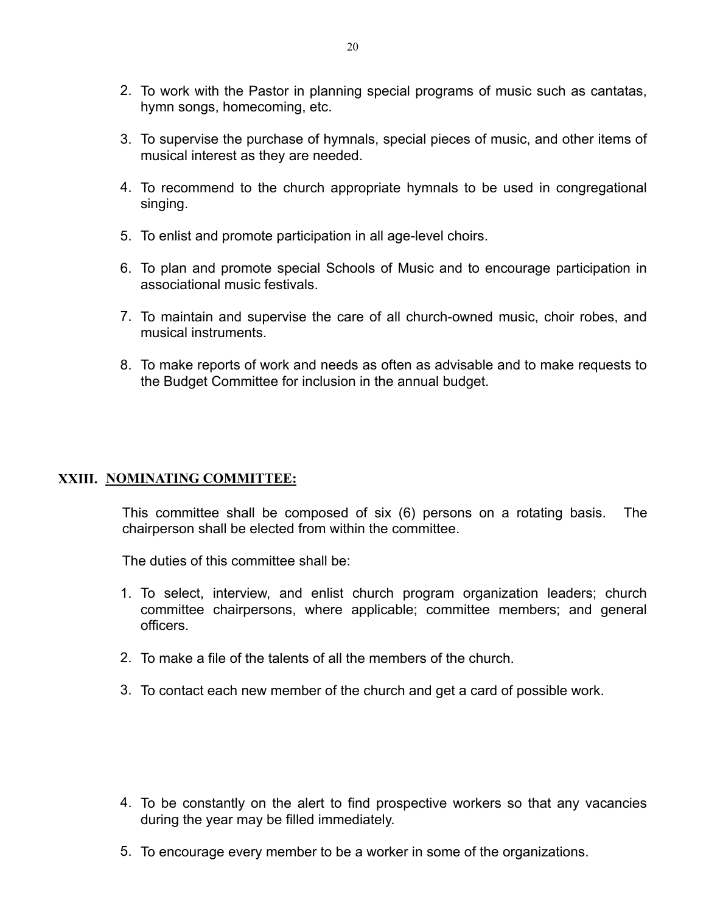2. To work with the Pastor in planning special programs of music such as cantatas, hymn songs, homecoming, etc.

3. To supervise the purchase of hymnals, special pieces of music, and other items of musical interest as they are needed.

4. To recommend to the church appropriate hymnals to be used in congregational singing.

5. To enlist and promote participation in all age-level choirs.

6. To plan and promote special Schools of Music and to encourage participation in associational music festivals.

7. To maintain and supervise the care of all church-owned music, choir robes, and musical instruments.

8. To make reports of work and needs as often as advisable and to make requests to the Budget Committee for inclusion in the annual budget.

## XXIII. NOMINATING COMMITTEE:

This committee shall be composed of six (6) persons on a rotating basis. The chairperson shall be elected from within the committee.

The duties of this committee shall be:

1. To select, interview, and enlist church program organization leaders; church committee chairpersons, where applicable; committee members; and general officers.

2. To make a file of the talents of all the members of the church.

3. To contact each new member of the church and get a card of possible work.

4. To be constantly on the alert to find prospective workers so that any vacancies during the year may be filled immediately.

5. To encourage every member to be a worker in some of the organizations.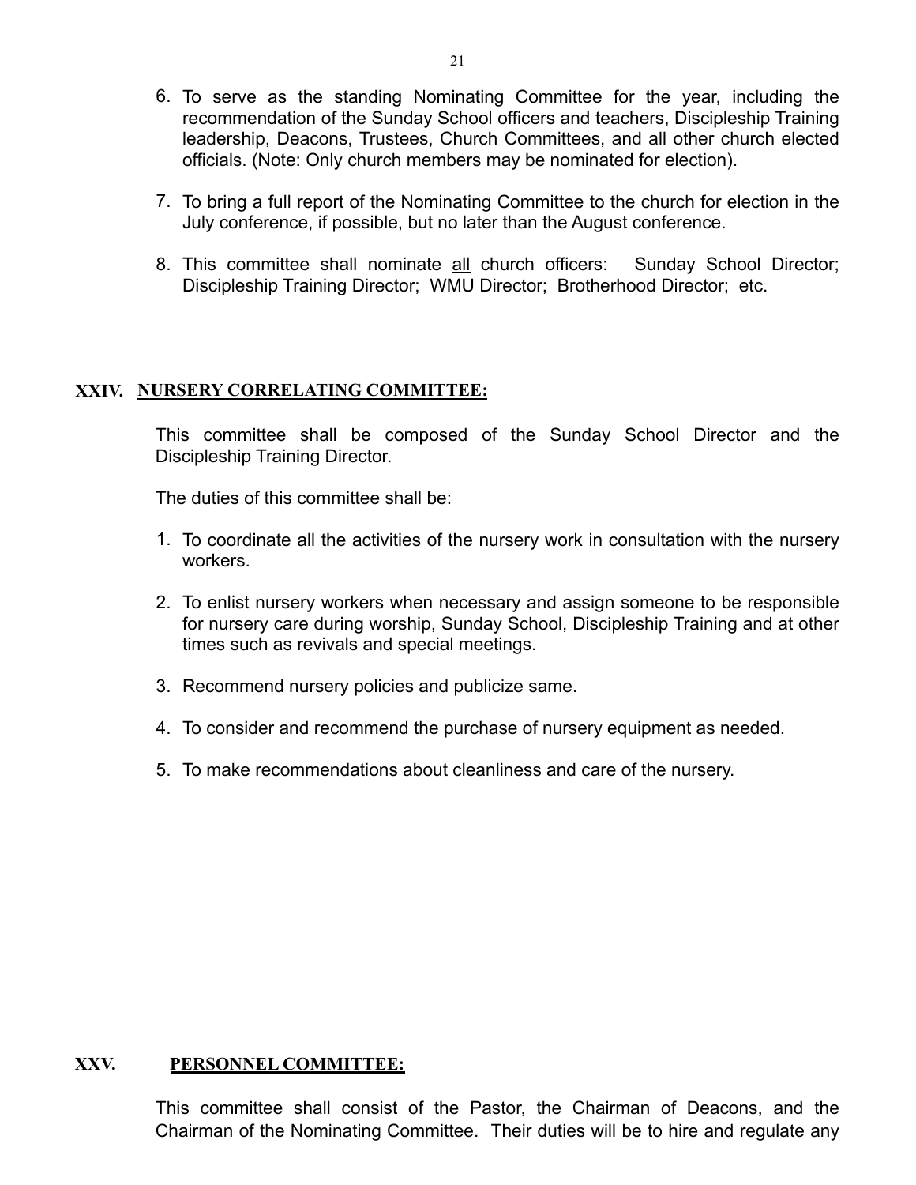6. To serve as the standing Nominating Committee for the year, including the recommendation of the Sunday School officers and teachers, Discipleship Training leadership, Deacons, Trustees, Church Committees, and all other church elected officials. (Note: Only church members may be nominated for election).

7. To bring a full report of the Nominating Committee to the church for election in the July conference, if possible, but no later than the August conference.

8. This committee shall nominate <u>all</u> church officers: Sunday School Director; Discipleship Training Director; WMU Director; Brotherhood Director; etc.

## XXIV. NURSERY CORRELATING COMMITTEE:

This committee shall be composed of the Sunday School Director and the Discipleship Training Director.

The duties of this committee shall be:

1. To coordinate all the activities of the nursery work in consultation with the nursery workers.

2. To enlist nursery workers when necessary and assign someone to be responsible for nursery care during worship, Sunday School, Discipleship Training and at other times such as revivals and special meetings.

3. Recommend nursery policies and publicize same.

4. To consider and recommend the purchase of nursery equipment as needed.

5. To make recommendations about cleanliness and care of the nursery.

## XXV. PERSONNEL COMMITTEE:

This committee shall consist of the Pastor, the Chairman of Deacons, and the Chairman of the Nominating Committee. Their duties will be to hire and regulate any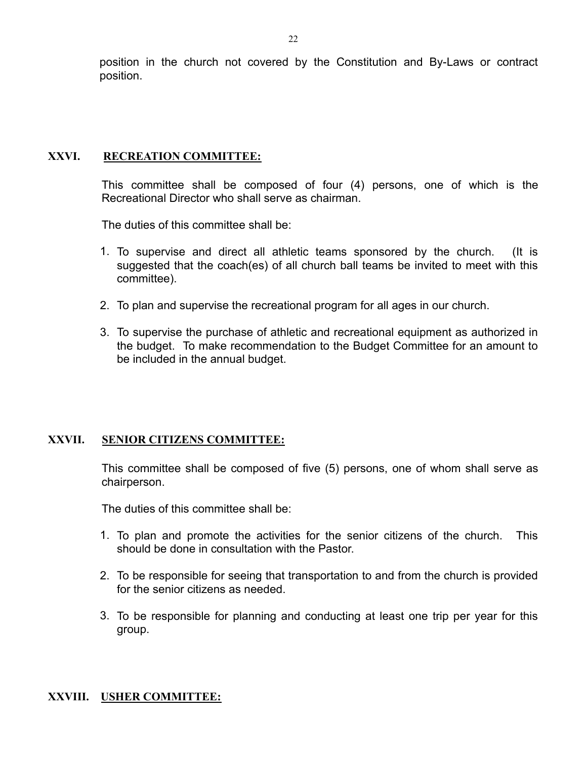position in the church not covered by the Constitution and By-Laws or contract position.

## XXVI. RECREATION COMMITTEE:

This committee shall be composed of four (4) persons, one of which is the Recreational Director who shall serve as chairman.

The duties of this committee shall be:

1. To supervise and direct all athletic teams sponsored by the church. (It is suggested that the coach(es) of all church ball teams be invited to meet with this committee).

2. To plan and supervise the recreational program for all ages in our church.

3. To supervise the purchase of athletic and recreational equipment as authorized in the budget. To make recommendation to the Budget Committee for an amount to be included in the annual budget.

## XXVII. SENIOR CITIZENS COMMITTEE:

This committee shall be composed of five (5) persons, one of whom shall serve as chairperson.

The duties of this committee shall be:

1. To plan and promote the activities for the senior citizens of the church. This should be done in consultation with the Pastor.

2. To be responsible for seeing that transportation to and from the church is provided for the senior citizens as needed.

3. To be responsible for planning and conducting at least one trip per year for this group.

## XXVIII. USHER COMMITTEE: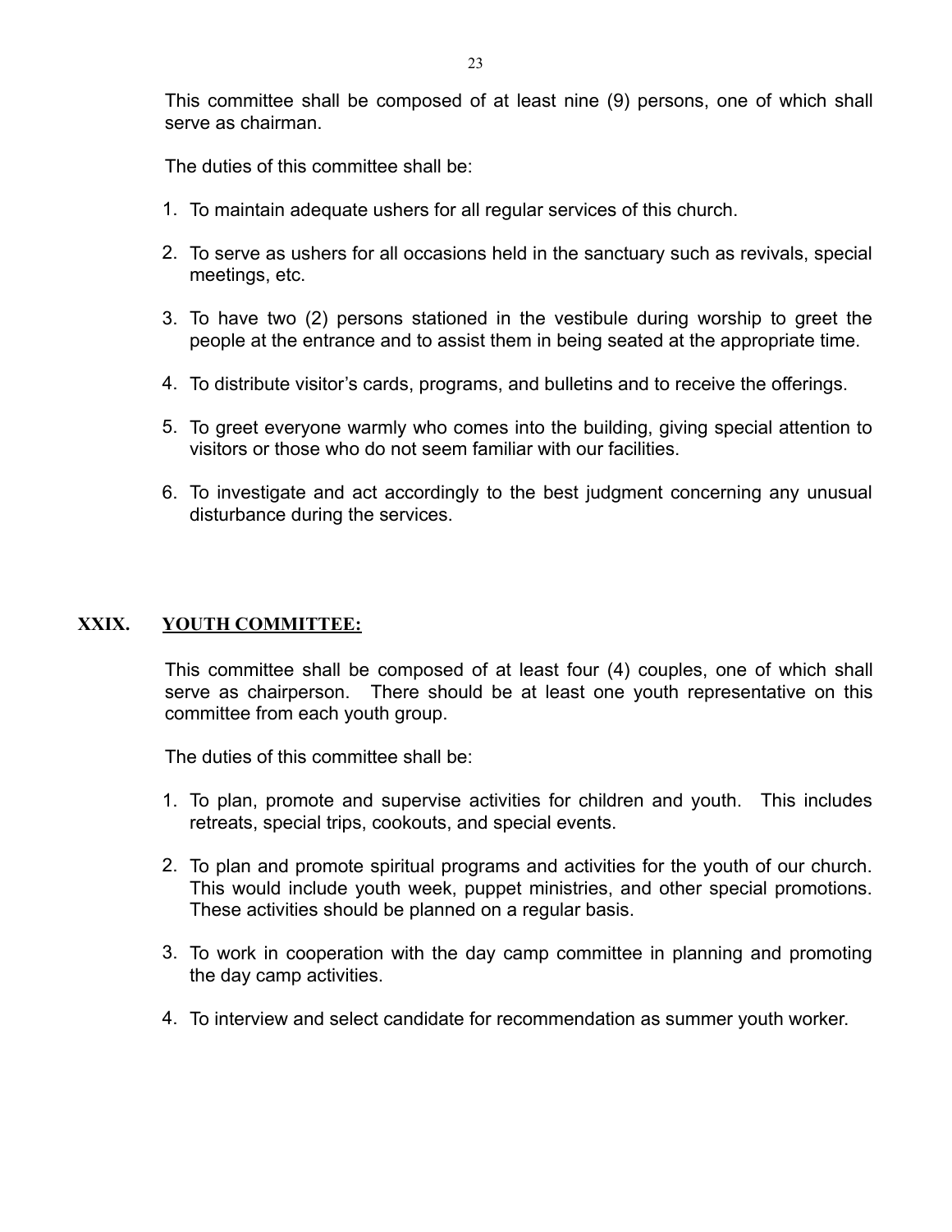This committee shall be composed of at least nine (9) persons, one of which shall serve as chairman.

The duties of this committee shall be:

1. To maintain adequate ushers for all regular services of this church.

2. To serve as ushers for all occasions held in the sanctuary such as revivals, special meetings, etc.

3. To have two (2) persons stationed in the vestibule during worship to greet the people at the entrance and to assist them in being seated at the appropriate time.

4. To distribute visitor's cards, programs, and bulletins and to receive the offerings.

5. To greet everyone warmly who comes into the building, giving special attention to visitors or those who do not seem familiar with our facilities.

6. To investigate and act accordingly to the best judgment concerning any unusual disturbance during the services.

## XXIX. YOUTH COMMITTEE:

This committee shall be composed of at least four (4) couples, one of which shall serve as chairperson. There should be at least one youth representative on this committee from each youth group.

The duties of this committee shall be:

1. To plan, promote and supervise activities for children and youth. This includes retreats, special trips, cookouts, and special events.

2. To plan and promote spiritual programs and activities for the youth of our church. This would include youth week, puppet ministries, and other special promotions. These activities should be planned on a regular basis.

3. To work in cooperation with the day camp committee in planning and promoting the day camp activities.

4. To interview and select candidate for recommendation as summer youth worker.